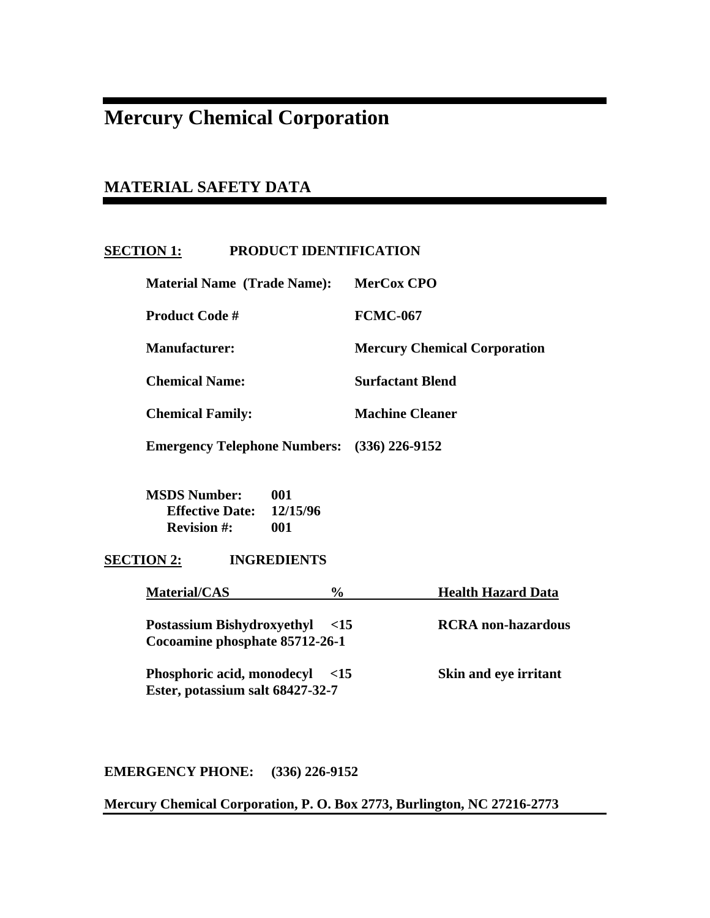# Mercury Chemical Corporation

## MATERIAL SAFETY DATA

**SECTION 1: PRODUCT IDENTIFICATION**

| | |
|---|---|
| **Material Name (Trade Name):** | **MerCox CPO** |
| **Product Code #** | **FCMC-067** |
| **Manufacturer:** | **Mercury Chemical Corporation** |
| **Chemical Name:** | **Surfactant Blend** |
| **Chemical Family:** | **Machine Cleaner** |
| **Emergency Telephone Numbers:** | **(336) 226-9152** |

**MSDS Number:** 001
**Effective Date:** 12/15/96
**Revision #:** 001

**SECTION 2: INGREDIENTS**

| Material/CAS | % | Health Hazard Data |
|---|---|---|
| Postassium Bishydroxyethyl Cocoamine phosphate 85712-26-1 | <15 | RCRA non-hazardous |
| Phosphoric acid, monodecyl Ester, potassium salt 68427-32-7 | <15 | Skin and eye irritant |

**EMERGENCY PHONE: (336) 226-9152**

**Mercury Chemical Corporation, P. O. Box 2773, Burlington, NC 27216-2773**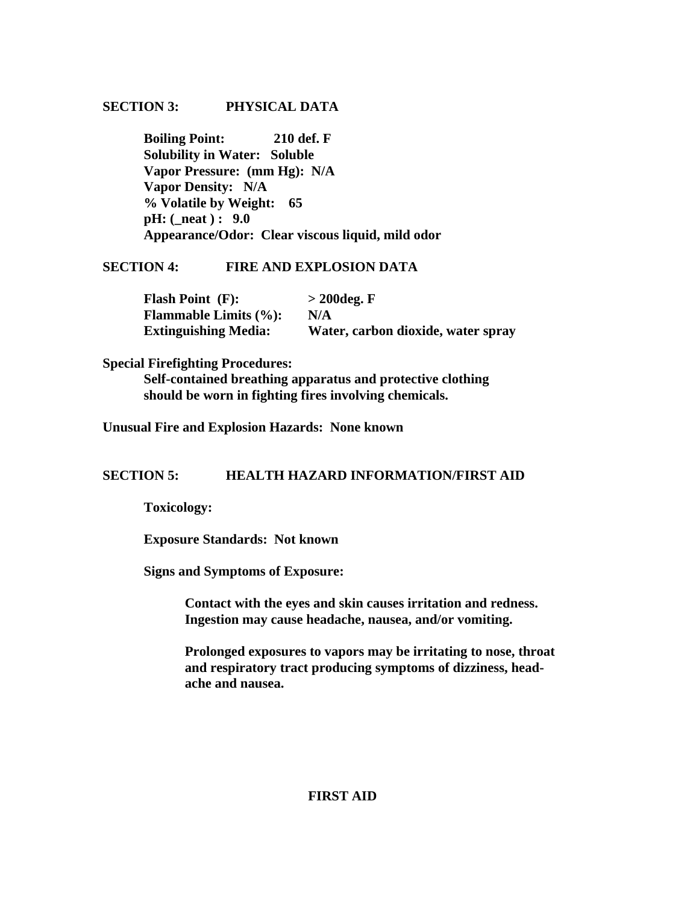## SECTION 3: PHYSICAL DATA

**Boiling Point: 210 def. F**
**Solubility in Water: Soluble**
**Vapor Pressure: (mm Hg): N/A**
**Vapor Density: N/A**
**% Volatile by Weight: 65**
**pH: (_neat ) : 9.0**
**Appearance/Odor: Clear viscous liquid, mild odor**

## SECTION 4: FIRE AND EXPLOSION DATA

| | |
|---|---|
| **Flash Point (F):** | **> 200deg. F** |
| **Flammable Limits (%):** | **N/A** |
| **Extinguishing Media:** | **Water, carbon dioxide, water spray** |

**Special Firefighting Procedures:**

**Self-contained breathing apparatus and protective clothing should be worn in fighting fires involving chemicals.**

**Unusual Fire and Explosion Hazards: None known**

## SECTION 5: HEALTH HAZARD INFORMATION/FIRST AID

**Toxicology:**

**Exposure Standards: Not known**

**Signs and Symptoms of Exposure:**

**Contact with the eyes and skin causes irritation and redness. Ingestion may cause headache, nausea, and/or vomiting.**

**Prolonged exposures to vapors may be irritating to nose, throat and respiratory tract producing symptoms of dizziness, head-ache and nausea.**

### FIRST AID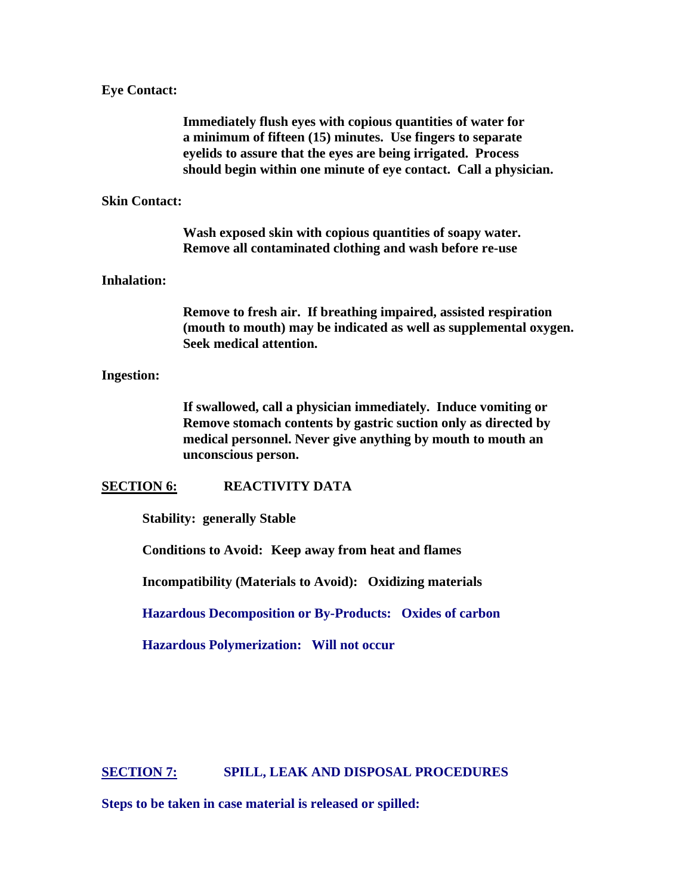**Eye Contact:**

**Immediately flush eyes with copious quantities of water for a minimum of fifteen (15) minutes. Use fingers to separate eyelids to assure that the eyes are being irrigated. Process should begin within one minute of eye contact. Call a physician.**

**Skin Contact:**

**Wash exposed skin with copious quantities of soapy water. Remove all contaminated clothing and wash before re-use**

**Inhalation:**

**Remove to fresh air. If breathing impaired, assisted respiration (mouth to mouth) may be indicated as well as supplemental oxygen. Seek medical attention.**

**Ingestion:**

**If swallowed, call a physician immediately. Induce vomiting or Remove stomach contents by gastric suction only as directed by medical personnel. Never give anything by mouth to mouth an unconscious person.**

## SECTION 6: REACTIVITY DATA

**Stability: generally Stable**

**Conditions to Avoid: Keep away from heat and flames**

**Incompatibility (Materials to Avoid): Oxidizing materials**

**Hazardous Decomposition or By-Products: Oxides of carbon**

**Hazardous Polymerization: Will not occur**

## SECTION 7: SPILL, LEAK AND DISPOSAL PROCEDURES

**Steps to be taken in case material is released or spilled:**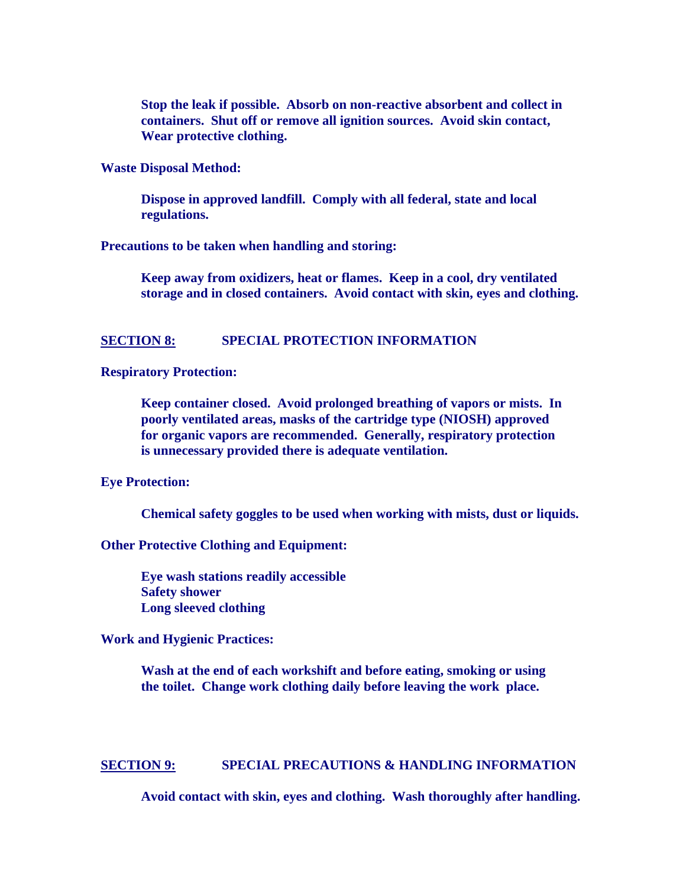**Stop the leak if possible. Absorb on non-reactive absorbent and collect in containers. Shut off or remove all ignition sources. Avoid skin contact, Wear protective clothing.**

**Waste Disposal Method:**

**Dispose in approved landfill. Comply with all federal, state and local regulations.**

**Precautions to be taken when handling and storing:**

**Keep away from oxidizers, heat or flames. Keep in a cool, dry ventilated storage and in closed containers. Avoid contact with skin, eyes and clothing.**

## SECTION 8: SPECIAL PROTECTION INFORMATION

**Respiratory Protection:**

**Keep container closed. Avoid prolonged breathing of vapors or mists. In poorly ventilated areas, masks of the cartridge type (NIOSH) approved for organic vapors are recommended. Generally, respiratory protection is unnecessary provided there is adequate ventilation.**

**Eye Protection:**

**Chemical safety goggles to be used when working with mists, dust or liquids.**

**Other Protective Clothing and Equipment:**

**Eye wash stations readily accessible**
**Safety shower**
**Long sleeved clothing**

**Work and Hygienic Practices:**

**Wash at the end of each workshift and before eating, smoking or using the toilet. Change work clothing daily before leaving the work place.**

## SECTION 9: SPECIAL PRECAUTIONS & HANDLING INFORMATION

**Avoid contact with skin, eyes and clothing. Wash thoroughly after handling.**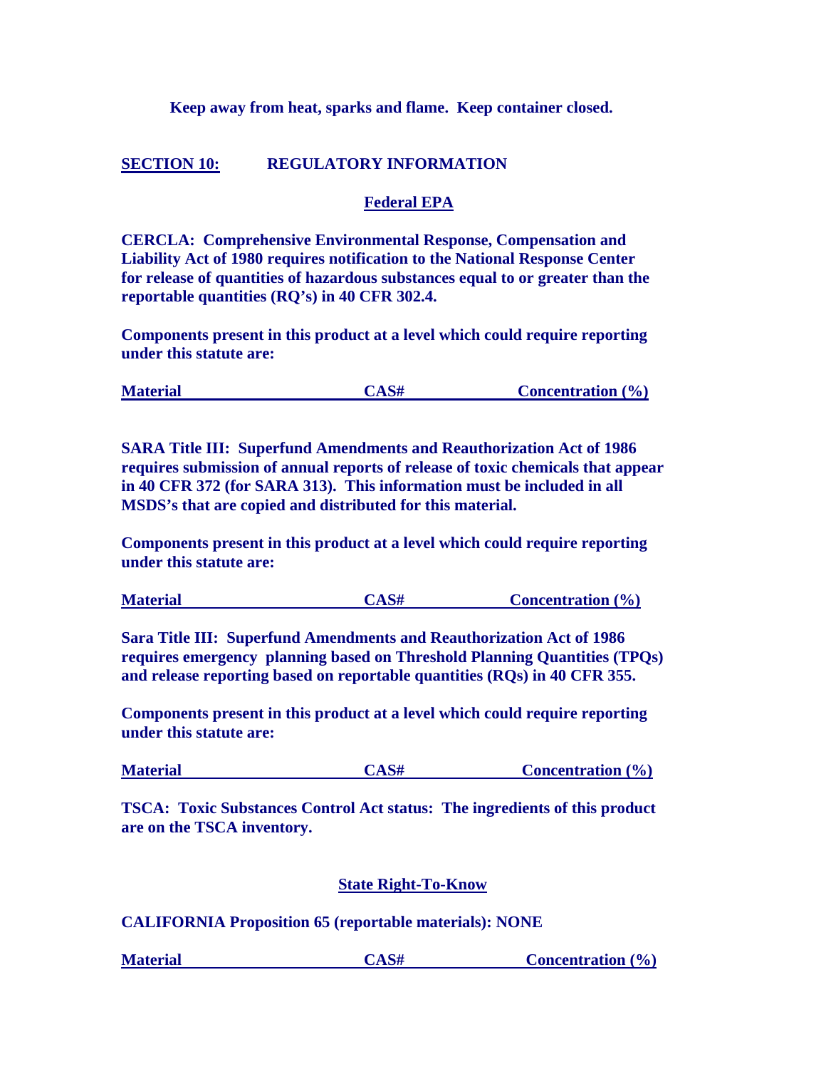**Keep away from heat, sparks and flame. Keep container closed.**

## SECTION 10: REGULATORY INFORMATION

### Federal EPA

**CERCLA: Comprehensive Environmental Response, Compensation and Liability Act of 1980 requires notification to the National Response Center for release of quantities of hazardous substances equal to or greater than the reportable quantities (RQ's) in 40 CFR 302.4.**

**Components present in this product at a level which could require reporting under this statute are:**

| Material | CAS# | Concentration (%) |
| --- | --- | --- |

**SARA Title III: Superfund Amendments and Reauthorization Act of 1986 requires submission of annual reports of release of toxic chemicals that appear in 40 CFR 372 (for SARA 313). This information must be included in all MSDS's that are copied and distributed for this material.**

**Components present in this product at a level which could require reporting under this statute are:**

| Material | CAS# | Concentration (%) |
| --- | --- | --- |

**Sara Title III: Superfund Amendments and Reauthorization Act of 1986 requires emergency planning based on Threshold Planning Quantities (TPQs) and release reporting based on reportable quantities (RQs) in 40 CFR 355.**

**Components present in this product at a level which could require reporting under this statute are:**

| Material | CAS# | Concentration (%) |
| --- | --- | --- |

**TSCA: Toxic Substances Control Act status: The ingredients of this product are on the TSCA inventory.**

### State Right-To-Know

**CALIFORNIA Proposition 65 (reportable materials): NONE**

| Material | CAS# | Concentration (%) |
| --- | --- | --- |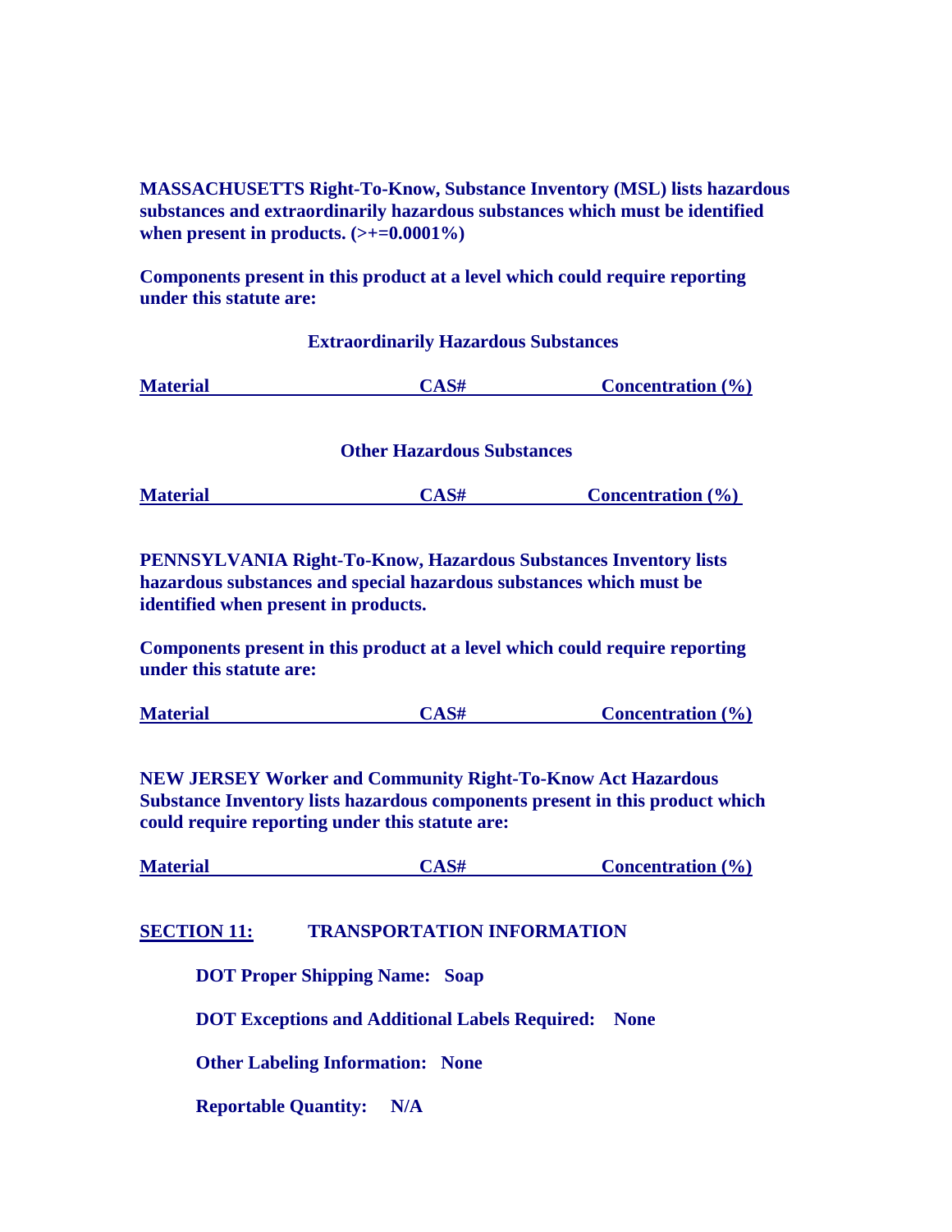**MASSACHUSETTS Right-To-Know, Substance Inventory (MSL) lists hazardous substances and extraordinarily hazardous substances which must be identified when present in products. (>+=0.0001%)**

**Components present in this product at a level which could require reporting under this statute are:**

**Extraordinarily Hazardous Substances**

| Material | CAS# | Concentration (%) |
|---|---|---|

**Other Hazardous Substances**

| Material | CAS# | Concentration (%) |
|---|---|---|

**PENNSYLVANIA Right-To-Know, Hazardous Substances Inventory lists hazardous substances and special hazardous substances which must be identified when present in products.**

**Components present in this product at a level which could require reporting under this statute are:**

| Material | CAS# | Concentration (%) |
|---|---|---|

**NEW JERSEY Worker and Community Right-To-Know Act Hazardous Substance Inventory lists hazardous components present in this product which could require reporting under this statute are:**

| Material | CAS# | Concentration (%) |
|---|---|---|

## SECTION 11: TRANSPORTATION INFORMATION

**DOT Proper Shipping Name: Soap**

**DOT Exceptions and Additional Labels Required: None**

**Other Labeling Information: None**

**Reportable Quantity: N/A**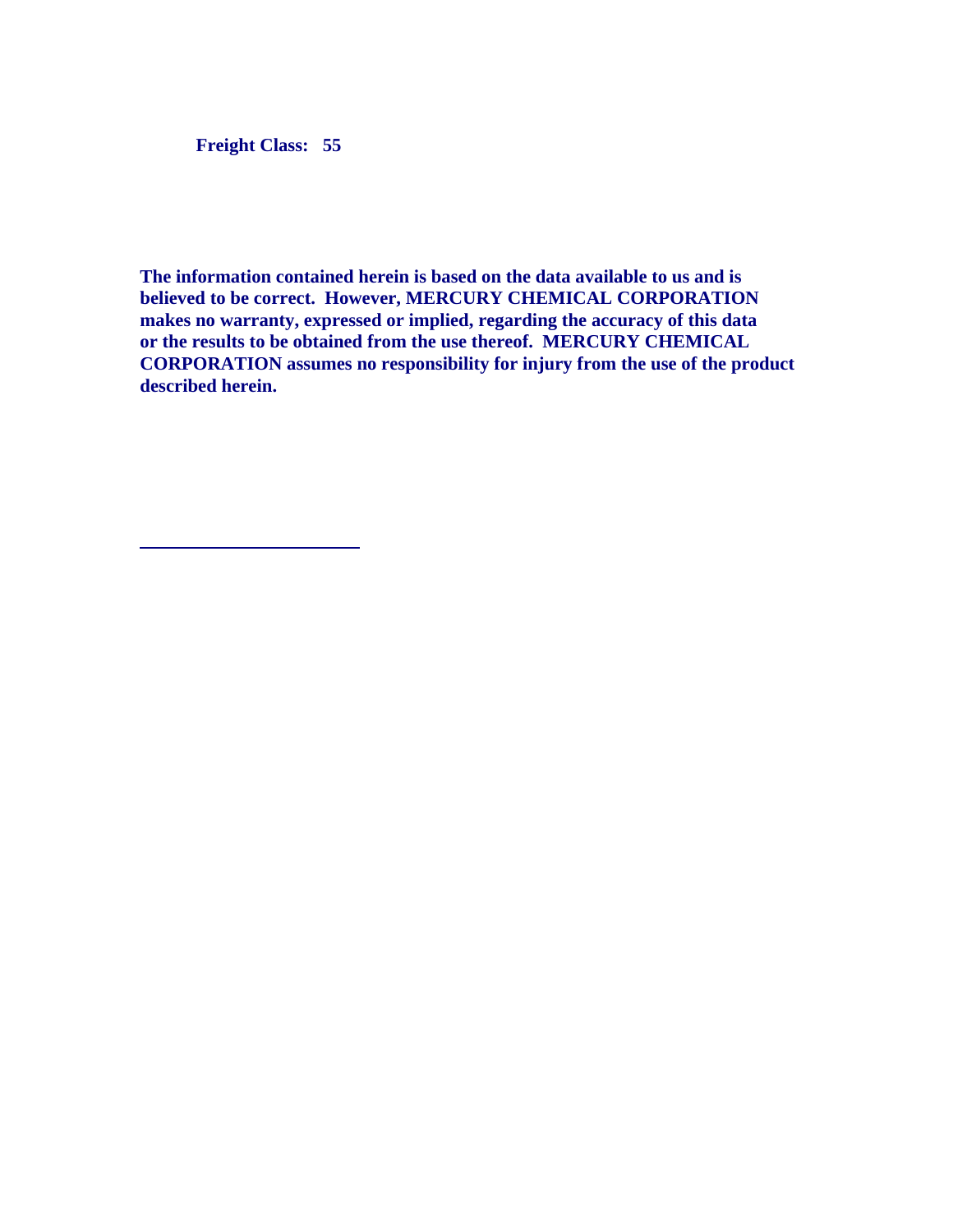**Freight Class: 55**

**The information contained herein is based on the data available to us and is believed to be correct. However, MERCURY CHEMICAL CORPORATION makes no warranty, expressed or implied, regarding the accuracy of this data or the results to be obtained from the use thereof. MERCURY CHEMICAL CORPORATION assumes no responsibility for injury from the use of the product described herein.**

---